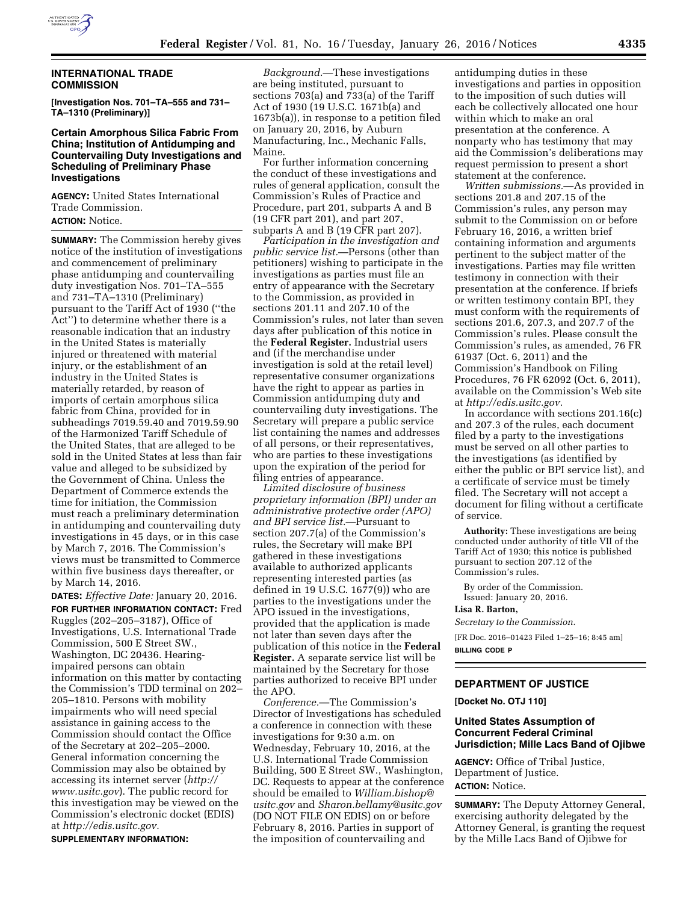## INTERNATIONAL TRADE COMMISSION

**[Investigation Nos. 701–TA–555 and 731–TA–1310 (Preliminary)]**

### Certain Amorphous Silica Fabric From China; Institution of Antidumping and Countervailing Duty Investigations and Scheduling of Preliminary Phase Investigations

**AGENCY:** United States International Trade Commission.

**ACTION:** Notice.

**SUMMARY:** The Commission hereby gives notice of the institution of investigations and commencement of preliminary phase antidumping and countervailing duty investigation Nos. 701–TA–555 and 731–TA–1310 (Preliminary) pursuant to the Tariff Act of 1930 (''the Act'') to determine whether there is a reasonable indication that an industry in the United States is materially injured or threatened with material injury, or the establishment of an industry in the United States is materially retarded, by reason of imports of certain amorphous silica fabric from China, provided for in subheadings 7019.59.40 and 7019.59.90 of the Harmonized Tariff Schedule of the United States, that are alleged to be sold in the United States at less than fair value and alleged to be subsidized by the Government of China. Unless the Department of Commerce extends the time for initiation, the Commission must reach a preliminary determination in antidumping and countervailing duty investigations in 45 days, or in this case by March 7, 2016. The Commission's views must be transmitted to Commerce within five business days thereafter, or by March 14, 2016.

**DATES:** *Effective Date:* January 20, 2016.

**FOR FURTHER INFORMATION CONTACT:** Fred Ruggles (202–205–3187), Office of Investigations, U.S. International Trade Commission, 500 E Street SW., Washington, DC 20436. Hearing-impaired persons can obtain information on this matter by contacting the Commission's TDD terminal on 202–205–1810. Persons with mobility impairments who will need special assistance in gaining access to the Commission should contact the Office of the Secretary at 202–205–2000. General information concerning the Commission may also be obtained by accessing its internet server (*http://www.usitc.gov*). The public record for this investigation may be viewed on the Commission's electronic docket (EDIS) at *http://edis.usitc.gov.*

**SUPPLEMENTARY INFORMATION:**

*Background.*—These investigations are being instituted, pursuant to sections 703(a) and 733(a) of the Tariff Act of 1930 (19 U.S.C. 1671b(a) and 1673b(a)), in response to a petition filed on January 20, 2016, by Auburn Manufacturing, Inc., Mechanic Falls, Maine.

For further information concerning the conduct of these investigations and rules of general application, consult the Commission's Rules of Practice and Procedure, part 201, subparts A and B (19 CFR part 201), and part 207, subparts A and B (19 CFR part 207).

*Participation in the investigation and public service list.*—Persons (other than petitioners) wishing to participate in the investigations as parties must file an entry of appearance with the Secretary to the Commission, as provided in sections 201.11 and 207.10 of the Commission's rules, not later than seven days after publication of this notice in the **Federal Register.** Industrial users and (if the merchandise under investigation is sold at the retail level) representative consumer organizations have the right to appear as parties in Commission antidumping duty and countervailing duty investigations. The Secretary will prepare a public service list containing the names and addresses of all persons, or their representatives, who are parties to these investigations upon the expiration of the period for filing entries of appearance.

*Limited disclosure of business proprietary information (BPI) under an administrative protective order (APO) and BPI service list.*—Pursuant to section 207.7(a) of the Commission's rules, the Secretary will make BPI gathered in these investigations available to authorized applicants representing interested parties (as defined in 19 U.S.C. 1677(9)) who are parties to the investigations under the APO issued in the investigations, provided that the application is made not later than seven days after the publication of this notice in the **Federal Register.** A separate service list will be maintained by the Secretary for those parties authorized to receive BPI under the APO.

*Conference.*—The Commission's Director of Investigations has scheduled a conference in connection with these investigations for 9:30 a.m. on Wednesday, February 10, 2016, at the U.S. International Trade Commission Building, 500 E Street SW., Washington, DC. Requests to appear at the conference should be emailed to *William.bishop@usitc.gov* and *Sharon.bellamy@usitc.gov* (DO NOT FILE ON EDIS) on or before February 8, 2016. Parties in support of the imposition of countervailing and antidumping duties in these investigations and parties in opposition to the imposition of such duties will each be collectively allocated one hour within which to make an oral presentation at the conference. A nonparty who has testimony that may aid the Commission's deliberations may request permission to present a short statement at the conference.

*Written submissions.*—As provided in sections 201.8 and 207.15 of the Commission's rules, any person may submit to the Commission on or before February 16, 2016, a written brief containing information and arguments pertinent to the subject matter of the investigations. Parties may file written testimony in connection with their presentation at the conference. If briefs or written testimony contain BPI, they must conform with the requirements of sections 201.6, 207.3, and 207.7 of the Commission's rules. Please consult the Commission's rules, as amended, 76 FR 61937 (Oct. 6, 2011) and the Commission's Handbook on Filing Procedures, 76 FR 62092 (Oct. 6, 2011), available on the Commission's Web site at *http://edis.usitc.gov.*

In accordance with sections 201.16(c) and 207.3 of the rules, each document filed by a party to the investigations must be served on all other parties to the investigations (as identified by either the public or BPI service list), and a certificate of service must be timely filed. The Secretary will not accept a document for filing without a certificate of service.

**Authority:** These investigations are being conducted under authority of title VII of the Tariff Act of 1930; this notice is published pursuant to section 207.12 of the Commission's rules.

By order of the Commission.

Issued: January 20, 2016.

**Lisa R. Barton,**

*Secretary to the Commission.*

[FR Doc. 2016–01423 Filed 1–25–16; 8:45 am]

**BILLING CODE P**

## DEPARTMENT OF JUSTICE

**[Docket No. OTJ 110]**

### United States Assumption of Concurrent Federal Criminal Jurisdiction; Mille Lacs Band of Ojibwe

**AGENCY:** Office of Tribal Justice, Department of Justice.

**ACTION:** Notice.

**SUMMARY:** The Deputy Attorney General, exercising authority delegated by the Attorney General, is granting the request by the Mille Lacs Band of Ojibwe for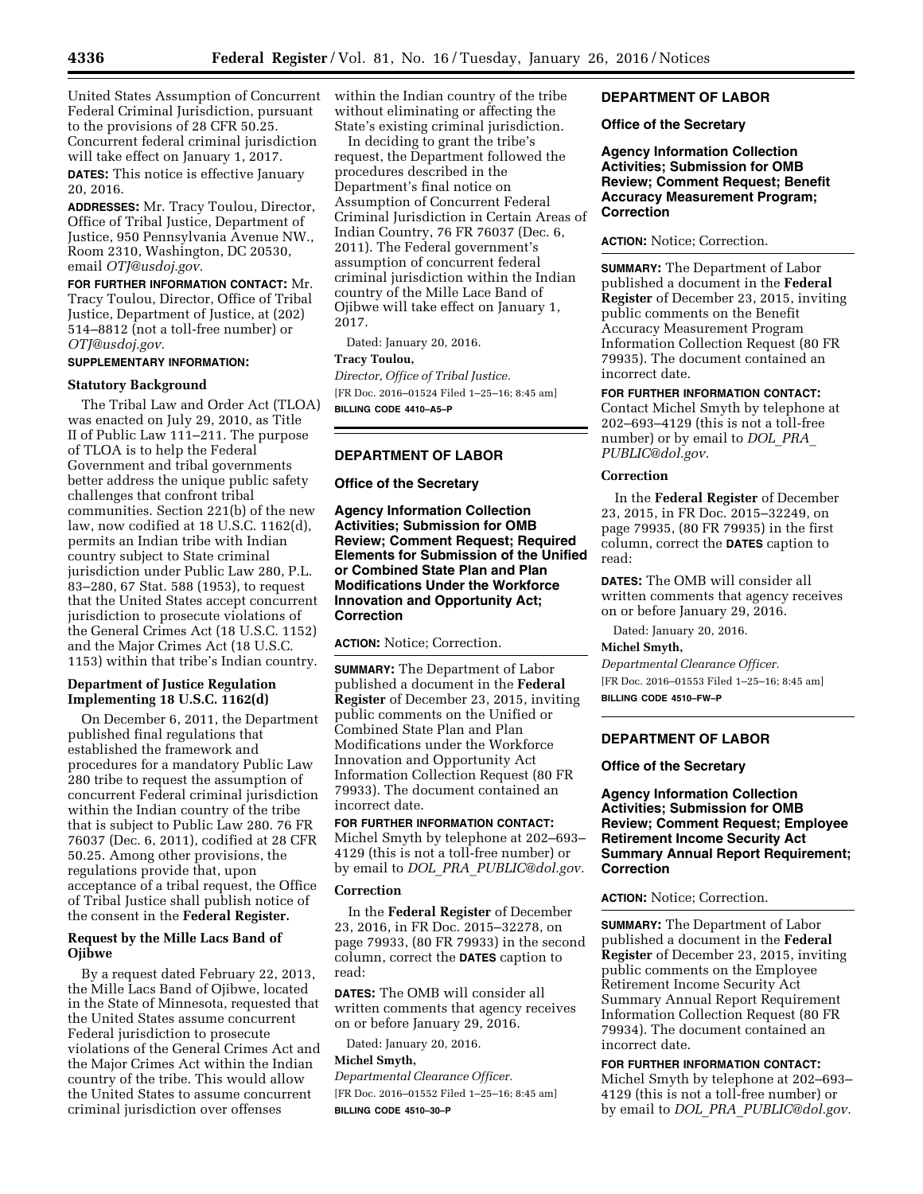United States Assumption of Concurrent Federal Criminal Jurisdiction, pursuant to the provisions of 28 CFR 50.25. Concurrent federal criminal jurisdiction will take effect on January 1, 2017.

**DATES:** This notice is effective January 20, 2016.

**ADDRESSES:** Mr. Tracy Toulou, Director, Office of Tribal Justice, Department of Justice, 950 Pennsylvania Avenue NW., Room 2310, Washington, DC 20530, email *OTJ@usdoj.gov.*

**FOR FURTHER INFORMATION CONTACT:** Mr. Tracy Toulou, Director, Office of Tribal Justice, Department of Justice, at (202) 514–8812 (not a toll-free number) or *OTJ@usdoj.gov.*

**SUPPLEMENTARY INFORMATION:**

**Statutory Background**

The Tribal Law and Order Act (TLOA) was enacted on July 29, 2010, as Title II of Public Law 111–211. The purpose of TLOA is to help the Federal Government and tribal governments better address the unique public safety challenges that confront tribal communities. Section 221(b) of the new law, now codified at 18 U.S.C. 1162(d), permits an Indian tribe with Indian country subject to State criminal jurisdiction under Public Law 280, P.L. 83–280, 67 Stat. 588 (1953), to request that the United States accept concurrent jurisdiction to prosecute violations of the General Crimes Act (18 U.S.C. 1152) and the Major Crimes Act (18 U.S.C. 1153) within that tribe's Indian country.

**Department of Justice Regulation Implementing 18 U.S.C. 1162(d)**

On December 6, 2011, the Department published final regulations that established the framework and procedures for a mandatory Public Law 280 tribe to request the assumption of concurrent Federal criminal jurisdiction within the Indian country of the tribe that is subject to Public Law 280. 76 FR 76037 (Dec. 6, 2011), codified at 28 CFR 50.25. Among other provisions, the regulations provide that, upon acceptance of a tribal request, the Office of Tribal Justice shall publish notice of the consent in the **Federal Register.**

**Request by the Mille Lacs Band of Ojibwe**

By a request dated February 22, 2013, the Mille Lacs Band of Ojibwe, located in the State of Minnesota, requested that the United States assume concurrent Federal jurisdiction to prosecute violations of the General Crimes Act and the Major Crimes Act within the Indian country of the tribe. This would allow the United States to assume concurrent criminal jurisdiction over offenses within the Indian country of the tribe without eliminating or affecting the State's existing criminal jurisdiction.

In deciding to grant the tribe's request, the Department followed the procedures described in the Department's final notice on Assumption of Concurrent Federal Criminal Jurisdiction in Certain Areas of Indian Country, 76 FR 76037 (Dec. 6, 2011). The Federal government's assumption of concurrent federal criminal jurisdiction within the Indian country of the Mille Lace Band of Ojibwe will take effect on January 1, 2017.

Dated: January 20, 2016.

**Tracy Toulou,**

*Director, Office of Tribal Justice.*

[FR Doc. 2016–01524 Filed 1–25–16; 8:45 am]

**BILLING CODE 4410–A5–P**

## DEPARTMENT OF LABOR

### Office of the Secretary

### Agency Information Collection Activities; Submission for OMB Review; Comment Request; Required Elements for Submission of the Unified or Combined State Plan and Plan Modifications Under the Workforce Innovation and Opportunity Act; Correction

**ACTION:** Notice; Correction.

**SUMMARY:** The Department of Labor published a document in the **Federal Register** of December 23, 2015, inviting public comments on the Unified or Combined State Plan and Plan Modifications under the Workforce Innovation and Opportunity Act Information Collection Request (80 FR 79933). The document contained an incorrect date.

**FOR FURTHER INFORMATION CONTACT:** Michel Smyth by telephone at 202–693–4129 (this is not a toll-free number) or by email to *DOL_PRA_PUBLIC@dol.gov.*

**Correction**

In the **Federal Register** of December 23, 2016, in FR Doc. 2015–32278, on page 79933, (80 FR 79933) in the second column, correct the **DATES** caption to read:

**DATES:** The OMB will consider all written comments that agency receives on or before January 29, 2016.

Dated: January 20, 2016.

**Michel Smyth,**

*Departmental Clearance Officer.*

[FR Doc. 2016–01552 Filed 1–25–16; 8:45 am]

**BILLING CODE 4510–30–P**

## DEPARTMENT OF LABOR

### Office of the Secretary

### Agency Information Collection Activities; Submission for OMB Review; Comment Request; Benefit Accuracy Measurement Program; Correction

**ACTION:** Notice; Correction.

**SUMMARY:** The Department of Labor published a document in the **Federal Register** of December 23, 2015, inviting public comments on the Benefit Accuracy Measurement Program Information Collection Request (80 FR 79935). The document contained an incorrect date.

**FOR FURTHER INFORMATION CONTACT:** Contact Michel Smyth by telephone at 202–693–4129 (this is not a toll-free number) or by email to *DOL_PRA_PUBLIC@dol.gov.*

**Correction**

In the **Federal Register** of December 23, 2015, in FR Doc. 2015–32249, on page 79935, (80 FR 79935) in the first column, correct the **DATES** caption to read:

**DATES:** The OMB will consider all written comments that agency receives on or before January 29, 2016.

Dated: January 20, 2016.

**Michel Smyth,**

*Departmental Clearance Officer.*

[FR Doc. 2016–01553 Filed 1–25–16; 8:45 am]

**BILLING CODE 4510–FW–P**

## DEPARTMENT OF LABOR

### Office of the Secretary

### Agency Information Collection Activities; Submission for OMB Review; Comment Request; Employee Retirement Income Security Act Summary Annual Report Requirement; Correction

**ACTION:** Notice; Correction.

**SUMMARY:** The Department of Labor published a document in the **Federal Register** of December 23, 2015, inviting public comments on the Employee Retirement Income Security Act Summary Annual Report Requirement Information Collection Request (80 FR 79934). The document contained an incorrect date.

**FOR FURTHER INFORMATION CONTACT:** Michel Smyth by telephone at 202–693–4129 (this is not a toll-free number) or by email to *DOL_PRA_PUBLIC@dol.gov.*